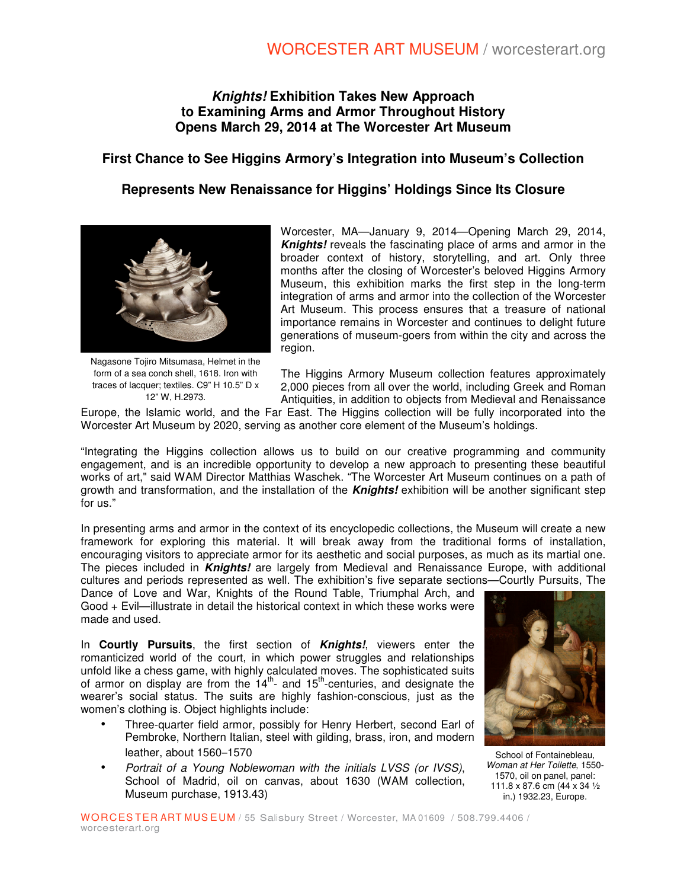# ***Knights!*** Exhibition Takes New Approach to Examining Arms and Armor Throughout History Opens March 29, 2014 at The Worcester Art Museum

## First Chance to See Higgins Armory's Integration into Museum's Collection

## Represents New Renaissance for Higgins' Holdings Since Its Closure

Nagasone Tojiro Mitsumasa, Helmet in the form of a sea conch shell, 1618. Iron with traces of lacquer; textiles. C9" H 10.5" D x 12" W, H.2973.

Worcester, MA—January 9, 2014—Opening March 29, 2014, ***Knights!*** reveals the fascinating place of arms and armor in the broader context of history, storytelling, and art. Only three months after the closing of Worcester's beloved Higgins Armory Museum, this exhibition marks the first step in the long-term integration of arms and armor into the collection of the Worcester Art Museum. This process ensures that a treasure of national importance remains in Worcester and continues to delight future generations of museum-goers from within the city and across the region.

The Higgins Armory Museum collection features approximately 2,000 pieces from all over the world, including Greek and Roman Antiquities, in addition to objects from Medieval and Renaissance Europe, the Islamic world, and the Far East. The Higgins collection will be fully incorporated into the Worcester Art Museum by 2020, serving as another core element of the Museum's holdings.

"Integrating the Higgins collection allows us to build on our creative programming and community engagement, and is an incredible opportunity to develop a new approach to presenting these beautiful works of art," said WAM Director Matthias Waschek. "The Worcester Art Museum continues on a path of growth and transformation, and the installation of the ***Knights!*** exhibition will be another significant step for us."

In presenting arms and armor in the context of its encyclopedic collections, the Museum will create a new framework for exploring this material. It will break away from the traditional forms of installation, encouraging visitors to appreciate armor for its aesthetic and social purposes, as much as its martial one. The pieces included in ***Knights!*** are largely from Medieval and Renaissance Europe, with additional cultures and periods represented as well. The exhibition's five separate sections—Courtly Pursuits, The Dance of Love and War, Knights of the Round Table, Triumphal Arch, and Good + Evil—illustrate in detail the historical context in which these works were made and used.

In **Courtly Pursuits**, the first section of ***Knights!***, viewers enter the romanticized world of the court, in which power struggles and relationships unfold like a chess game, with highly calculated moves. The sophisticated suits of armor on display are from the 14th- and 15th-centuries, and designate the wearer's social status. The suits are highly fashion-conscious, just as the women's clothing is. Object highlights include:

- Three-quarter field armor, possibly for Henry Herbert, second Earl of Pembroke, Northern Italian, steel with gilding, brass, iron, and modern leather, about 1560–1570
- *Portrait of a Young Noblewoman with the initials LVSS (or IVSS)*, School of Madrid, oil on canvas, about 1630 (WAM collection, Museum purchase, 1913.43)

School of Fontainebleau, *Woman at Her Toilette*, 1550-1570, oil on panel, panel: 111.8 x 87.6 cm (44 x 34 ½ in.) 1932.23, Europe.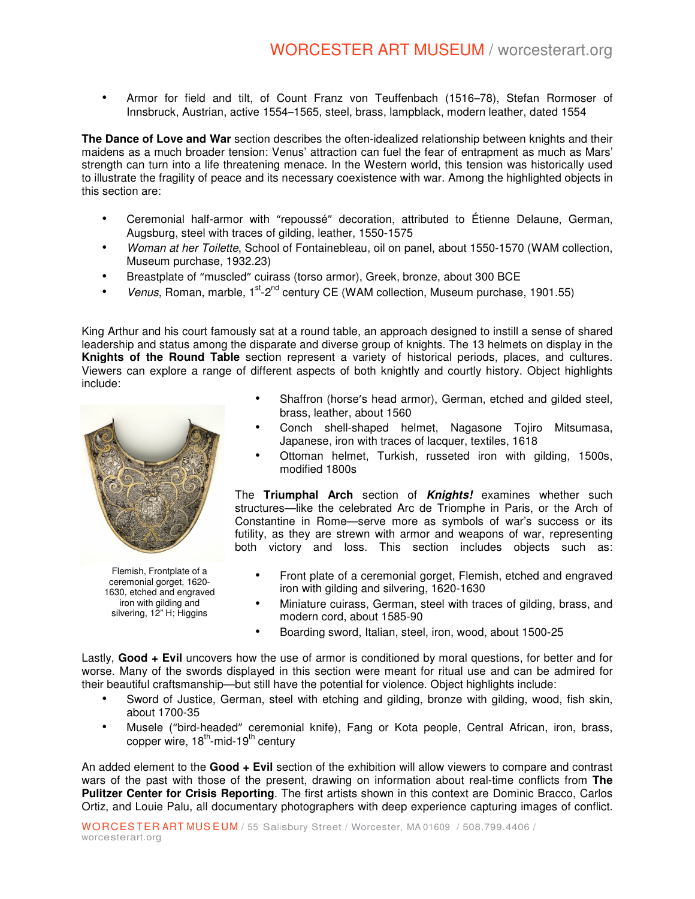- Armor for field and tilt, of Count Franz von Teuffenbach (1516–78), Stefan Rormoser of Innsbruck, Austrian, active 1554–1565, steel, brass, lampblack, modern leather, dated 1554

**The Dance of Love and War** section describes the often-idealized relationship between knights and their maidens as a much broader tension: Venus' attraction can fuel the fear of entrapment as much as Mars' strength can turn into a life threatening menace. In the Western world, this tension was historically used to illustrate the fragility of peace and its necessary coexistence with war. Among the highlighted objects in this section are:

- Ceremonial half-armor with "repoussé" decoration, attributed to Étienne Delaune, German, Augsburg, steel with traces of gilding, leather, 1550-1575
- *Woman at her Toilette*, School of Fontainebleau, oil on panel, about 1550-1570 (WAM collection, Museum purchase, 1932.23)
- Breastplate of "muscled" cuirass (torso armor), Greek, bronze, about 300 BCE
- *Venus*, Roman, marble, 1st-2nd century CE (WAM collection, Museum purchase, 1901.55)

King Arthur and his court famously sat at a round table, an approach designed to instill a sense of shared leadership and status among the disparate and diverse group of knights. The 13 helmets on display in the **Knights of the Round Table** section represent a variety of historical periods, places, and cultures. Viewers can explore a range of different aspects of both knightly and courtly history. Object highlights include:

- Shaffron (horse's head armor), German, etched and gilded steel, brass, leather, about 1560
- Conch shell-shaped helmet, Nagasone Tojiro Mitsumasa, Japanese, iron with traces of lacquer, textiles, 1618
- Ottoman helmet, Turkish, russeted iron with gilding, 1500s, modified 1800s

Flemish, Frontplate of a ceremonial gorget, 1620-1630, etched and engraved iron with gilding and silvering, 12" H; Higgins

The **Triumphal Arch** section of ***Knights!*** examines whether such structures—like the celebrated Arc de Triomphe in Paris, or the Arch of Constantine in Rome—serve more as symbols of war's success or its futility, as they are strewn with armor and weapons of war, representing both victory and loss. This section includes objects such as:

- Front plate of a ceremonial gorget, Flemish, etched and engraved iron with gilding and silvering, 1620-1630
- Miniature cuirass, German, steel with traces of gilding, brass, and modern cord, about 1585-90
- Boarding sword, Italian, steel, iron, wood, about 1500-25

Lastly, **Good + Evil** uncovers how the use of armor is conditioned by moral questions, for better and for worse. Many of the swords displayed in this section were meant for ritual use and can be admired for their beautiful craftsmanship—but still have the potential for violence. Object highlights include:

- Sword of Justice, German, steel with etching and gilding, bronze with gilding, wood, fish skin, about 1700-35
- Musele ("bird-headed" ceremonial knife), Fang or Kota people, Central African, iron, brass, copper wire, 18th-mid-19th century

An added element to the **Good + Evil** section of the exhibition will allow viewers to compare and contrast wars of the past with those of the present, drawing on information about real-time conflicts from **The Pulitzer Center for Crisis Reporting**. The first artists shown in this context are Dominic Bracco, Carlos Ortiz, and Louie Palu, all documentary photographers with deep experience capturing images of conflict.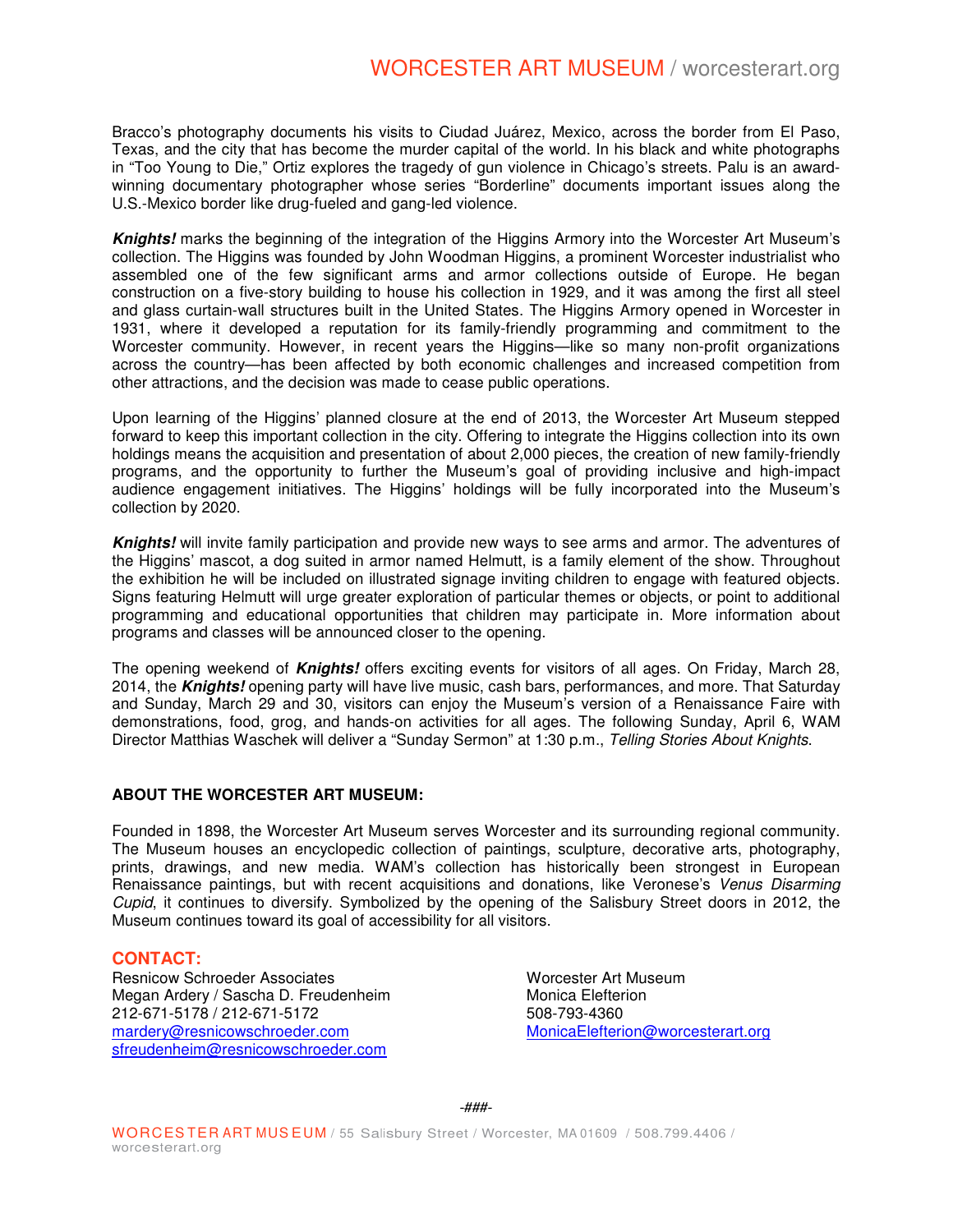Bracco's photography documents his visits to Ciudad Juárez, Mexico, across the border from El Paso, Texas, and the city that has become the murder capital of the world. In his black and white photographs in "Too Young to Die," Ortiz explores the tragedy of gun violence in Chicago's streets. Palu is an award-winning documentary photographer whose series "Borderline" documents important issues along the U.S.-Mexico border like drug-fueled and gang-led violence.

***Knights!*** marks the beginning of the integration of the Higgins Armory into the Worcester Art Museum's collection. The Higgins was founded by John Woodman Higgins, a prominent Worcester industrialist who assembled one of the few significant arms and armor collections outside of Europe. He began construction on a five-story building to house his collection in 1929, and it was among the first all steel and glass curtain-wall structures built in the United States. The Higgins Armory opened in Worcester in 1931, where it developed a reputation for its family-friendly programming and commitment to the Worcester community. However, in recent years the Higgins—like so many non-profit organizations across the country—has been affected by both economic challenges and increased competition from other attractions, and the decision was made to cease public operations.

Upon learning of the Higgins' planned closure at the end of 2013, the Worcester Art Museum stepped forward to keep this important collection in the city. Offering to integrate the Higgins collection into its own holdings means the acquisition and presentation of about 2,000 pieces, the creation of new family-friendly programs, and the opportunity to further the Museum's goal of providing inclusive and high-impact audience engagement initiatives. The Higgins' holdings will be fully incorporated into the Museum's collection by 2020.

***Knights!*** will invite family participation and provide new ways to see arms and armor. The adventures of the Higgins' mascot, a dog suited in armor named Helmutt, is a family element of the show. Throughout the exhibition he will be included on illustrated signage inviting children to engage with featured objects. Signs featuring Helmutt will urge greater exploration of particular themes or objects, or point to additional programming and educational opportunities that children may participate in. More information about programs and classes will be announced closer to the opening.

The opening weekend of ***Knights!*** offers exciting events for visitors of all ages. On Friday, March 28, 2014, the ***Knights!*** opening party will have live music, cash bars, performances, and more. That Saturday and Sunday, March 29 and 30, visitors can enjoy the Museum's version of a Renaissance Faire with demonstrations, food, grog, and hands-on activities for all ages. The following Sunday, April 6, WAM Director Matthias Waschek will deliver a "Sunday Sermon" at 1:30 p.m., *Telling Stories About Knights*.

**ABOUT THE WORCESTER ART MUSEUM:**

Founded in 1898, the Worcester Art Museum serves Worcester and its surrounding regional community. The Museum houses an encyclopedic collection of paintings, sculpture, decorative arts, photography, prints, drawings, and new media. WAM's collection has historically been strongest in European Renaissance paintings, but with recent acquisitions and donations, like Veronese's *Venus Disarming Cupid*, it continues to diversify. Symbolized by the opening of the Salisbury Street doors in 2012, the Museum continues toward its goal of accessibility for all visitors.

**CONTACT:**

Resnicow Schroeder Associates
Megan Ardery / Sascha D. Freudenheim
212-671-5178 / 212-671-5172
mardery@resnicowschroeder.com
sfreudenheim@resnicowschroeder.com

Worcester Art Museum
Monica Elefterion
508-793-4360
MonicaElefterion@worcesterart.org

-###-